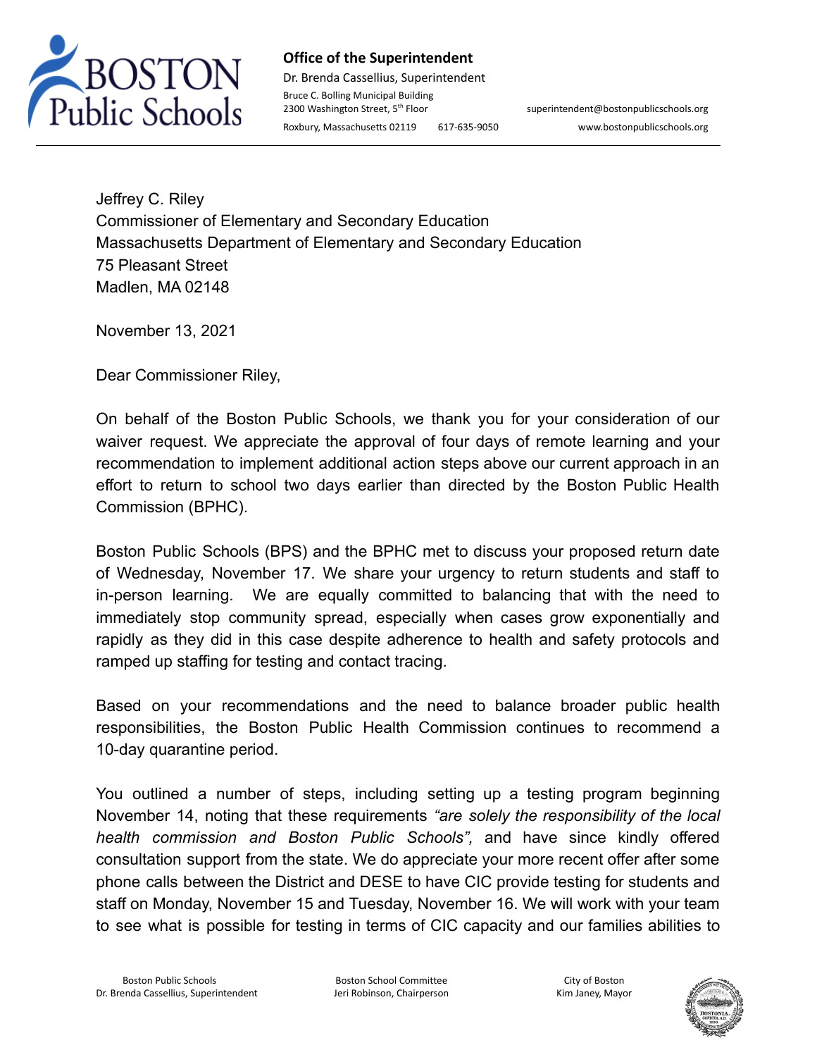**Office of the Superintendent**
Dr. Brenda Cassellius, Superintendent
Bruce C. Bolling Municipal Building
2300 Washington Street, 5th Floor
Roxbury, Massachusetts 02119 617-635-9050
superintendent@bostonpublicschools.org
www.bostonpublicschools.org

Jeffrey C. Riley
Commissioner of Elementary and Secondary Education
Massachusetts Department of Elementary and Secondary Education
75 Pleasant Street
Madlen, MA 02148

November 13, 2021

Dear Commissioner Riley,

On behalf of the Boston Public Schools, we thank you for your consideration of our waiver request. We appreciate the approval of four days of remote learning and your recommendation to implement additional action steps above our current approach in an effort to return to school two days earlier than directed by the Boston Public Health Commission (BPHC).

Boston Public Schools (BPS) and the BPHC met to discuss your proposed return date of Wednesday, November 17. We share your urgency to return students and staff to in-person learning. We are equally committed to balancing that with the need to immediately stop community spread, especially when cases grow exponentially and rapidly as they did in this case despite adherence to health and safety protocols and ramped up staffing for testing and contact tracing.

Based on your recommendations and the need to balance broader public health responsibilities, the Boston Public Health Commission continues to recommend a 10-day quarantine period.

You outlined a number of steps, including setting up a testing program beginning November 14, noting that these requirements *"are solely the responsibility of the local health commission and Boston Public Schools",* and have since kindly offered consultation support from the state. We do appreciate your more recent offer after some phone calls between the District and DESE to have CIC provide testing for students and staff on Monday, November 15 and Tuesday, November 16. We will work with your team to see what is possible for testing in terms of CIC capacity and our families abilities to

Boston Public Schools
Dr. Brenda Cassellius, Superintendent

Boston School Committee
Jeri Robinson, Chairperson

City of Boston
Kim Janey, Mayor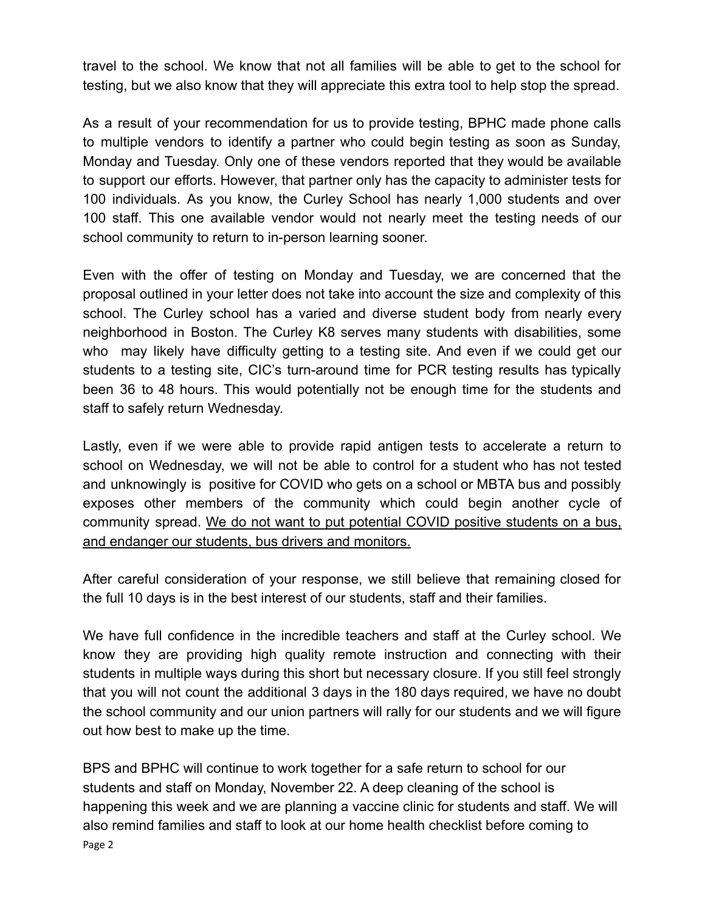travel to the school. We know that not all families will be able to get to the school for testing, but we also know that they will appreciate this extra tool to help stop the spread.

As a result of your recommendation for us to provide testing, BPHC made phone calls to multiple vendors to identify a partner who could begin testing as soon as Sunday, Monday and Tuesday. Only one of these vendors reported that they would be available to support our efforts. However, that partner only has the capacity to administer tests for 100 individuals. As you know, the Curley School has nearly 1,000 students and over 100 staff. This one available vendor would not nearly meet the testing needs of our school community to return to in-person learning sooner.

Even with the offer of testing on Monday and Tuesday, we are concerned that the proposal outlined in your letter does not take into account the size and complexity of this school. The Curley school has a varied and diverse student body from nearly every neighborhood in Boston. The Curley K8 serves many students with disabilities, some who may likely have difficulty getting to a testing site. And even if we could get our students to a testing site, CIC's turn-around time for PCR testing results has typically been 36 to 48 hours. This would potentially not be enough time for the students and staff to safely return Wednesday.

Lastly, even if we were able to provide rapid antigen tests to accelerate a return to school on Wednesday, we will not be able to control for a student who has not tested and unknowingly is positive for COVID who gets on a school or MBTA bus and possibly exposes other members of the community which could begin another cycle of community spread. <u>We do not want to put potential COVID positive students on a bus, and endanger our students, bus drivers and monitors.</u>

After careful consideration of your response, we still believe that remaining closed for the full 10 days is in the best interest of our students, staff and their families.

We have full confidence in the incredible teachers and staff at the Curley school. We know they are providing high quality remote instruction and connecting with their students in multiple ways during this short but necessary closure. If you still feel strongly that you will not count the additional 3 days in the 180 days required, we have no doubt the school community and our union partners will rally for our students and we will figure out how best to make up the time.

BPS and BPHC will continue to work together for a safe return to school for our students and staff on Monday, November 22. A deep cleaning of the school is happening this week and we are planning a vaccine clinic for students and staff. We will also remind families and staff to look at our home health checklist before coming to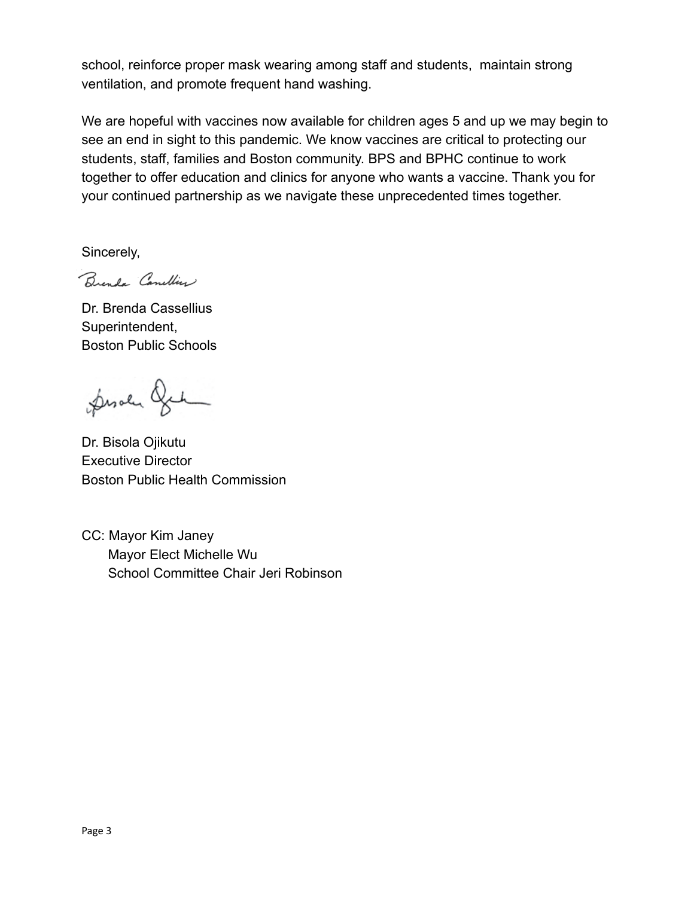school, reinforce proper mask wearing among staff and students, maintain strong ventilation, and promote frequent hand washing.

We are hopeful with vaccines now available for children ages 5 and up we may begin to see an end in sight to this pandemic. We know vaccines are critical to protecting our students, staff, families and Boston community. BPS and BPHC continue to work together to offer education and clinics for anyone who wants a vaccine. Thank you for your continued partnership as we navigate these unprecedented times together.

Sincerely,

Dr. Brenda Cassellius
Superintendent,
Boston Public Schools

Dr. Bisola Ojikutu
Executive Director
Boston Public Health Commission

CC: Mayor Kim Janey
Mayor Elect Michelle Wu
School Committee Chair Jeri Robinson